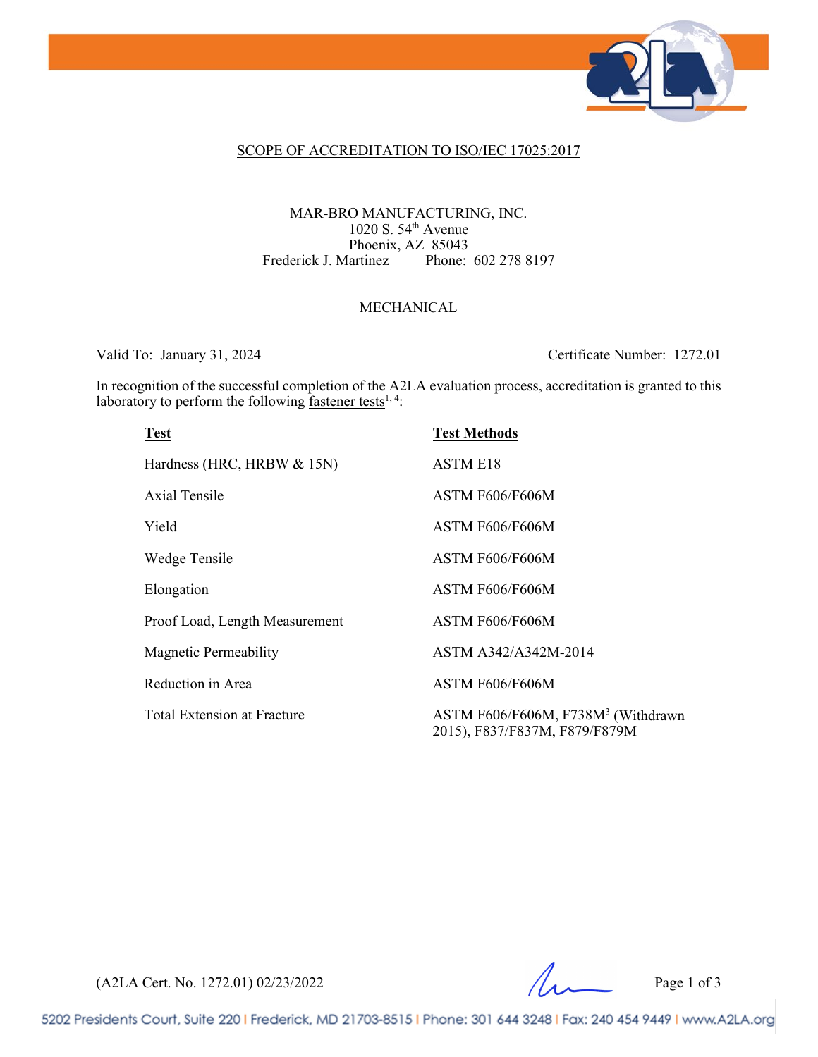## SCOPE OF ACCREDITATION TO ISO/IEC 17025:2017

MAR-BRO MANUFACTURING, INC.
1020 S. 54th Avenue
Phoenix, AZ 85043
Frederick J. Martinez Phone: 602 278 8197

### MECHANICAL

Valid To: January 31, 2024 Certificate Number: 1272.01

In recognition of the successful completion of the A2LA evaluation process, accreditation is granted to this laboratory to perform the following fastener tests[1, 4]:

| Test | Test Methods |
|---|---|
| Hardness (HRC, HRBW & 15N) | ASTM E18 |
| Axial Tensile | ASTM F606/F606M |
| Yield | ASTM F606/F606M |
| Wedge Tensile | ASTM F606/F606M |
| Elongation | ASTM F606/F606M |
| Proof Load, Length Measurement | ASTM F606/F606M |
| Magnetic Permeability | ASTM A342/A342M-2014 |
| Reduction in Area | ASTM F606/F606M |
| Total Extension at Fracture | ASTM F606/F606M, F738M[3] (Withdrawn 2015), F837/F837M, F879/F879M |

(A2LA Cert. No. 1272.01) 02/23/2022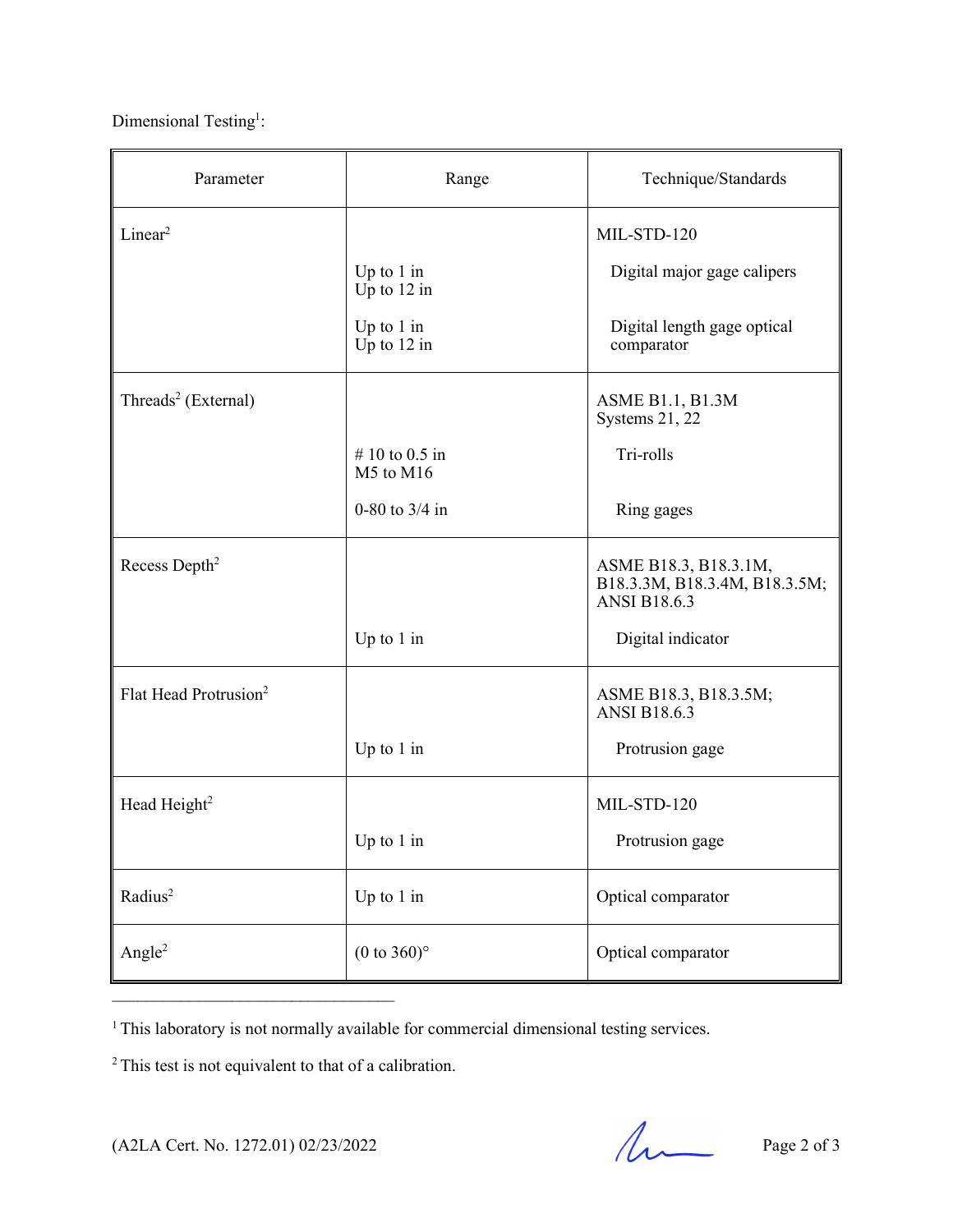Dimensional Testing[1]:

| Parameter | Range | Technique/Standards |
|---|---|---|
| Linear[2] | | MIL-STD-120 |
| | Up to 1 in<br>Up to 12 in | Digital major gage calipers |
| | Up to 1 in<br>Up to 12 in | Digital length gage optical comparator |
| Threads[2] (External) | | ASME B1.1, B1.3M<br>Systems 21, 22 |
| | # 10 to 0.5 in<br>M5 to M16 | Tri-rolls |
| | 0-80 to 3/4 in | Ring gages |
| Recess Depth[2] | | ASME B18.3, B18.3.1M, B18.3.3M, B18.3.4M, B18.3.5M; ANSI B18.6.3 |
| | Up to 1 in | Digital indicator |
| Flat Head Protrusion[2] | | ASME B18.3, B18.3.5M; ANSI B18.6.3 |
| | Up to 1 in | Protrusion gage |
| Head Height[2] | | MIL-STD-120 |
| | Up to 1 in | Protrusion gage |
| Radius[2] | Up to 1 in | Optical comparator |
| Angle[2] | (0 to 360)° | Optical comparator |

[1] This laboratory is not normally available for commercial dimensional testing services.

[2] This test is not equivalent to that of a calibration.

(A2LA Cert. No. 1272.01) 02/23/2022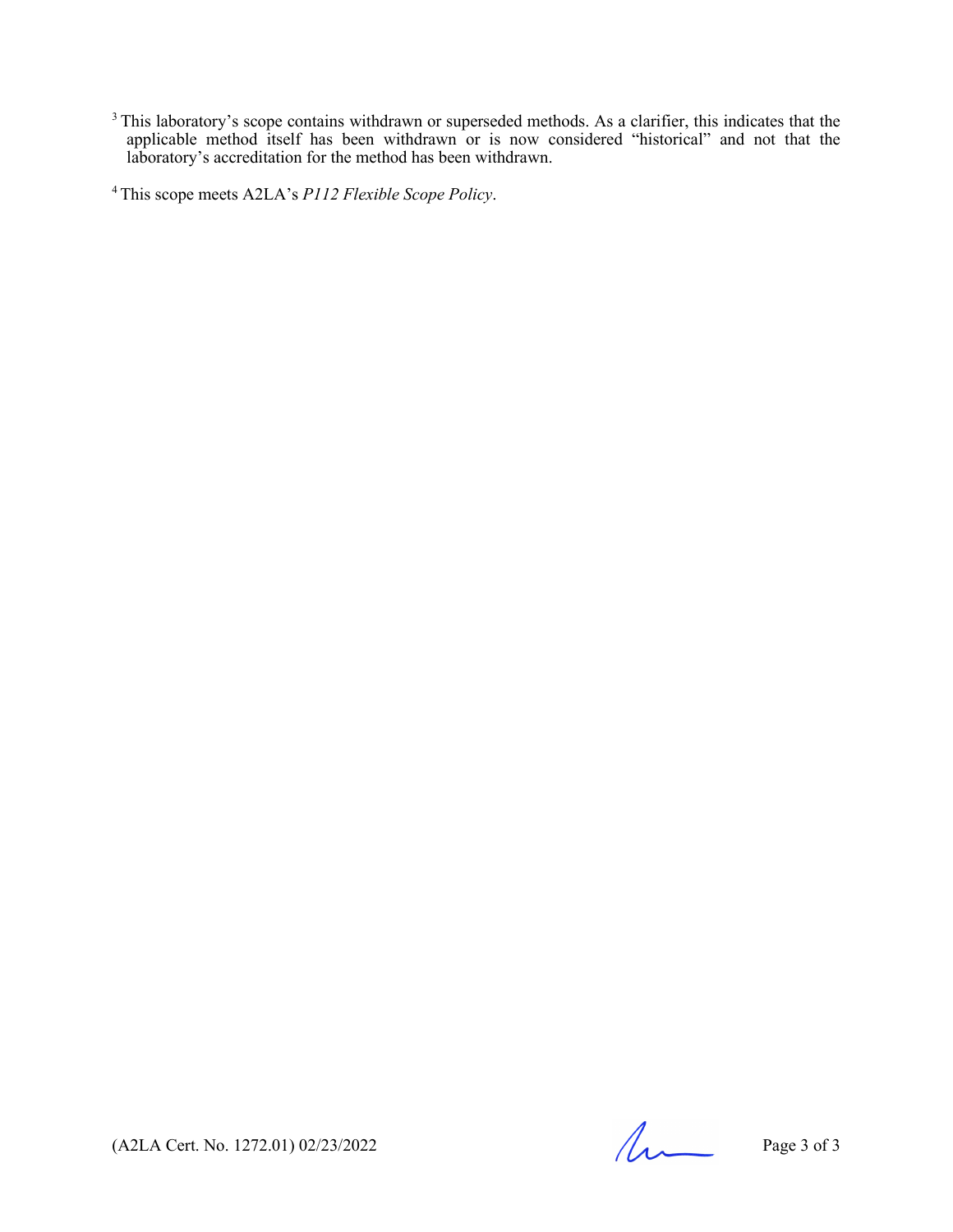[3] This laboratory's scope contains withdrawn or superseded methods. As a clarifier, this indicates that the applicable method itself has been withdrawn or is now considered "historical" and not that the laboratory's accreditation for the method has been withdrawn.

[4] This scope meets A2LA's *P112 Flexible Scope Policy*.

(A2LA Cert. No. 1272.01) 02/23/2022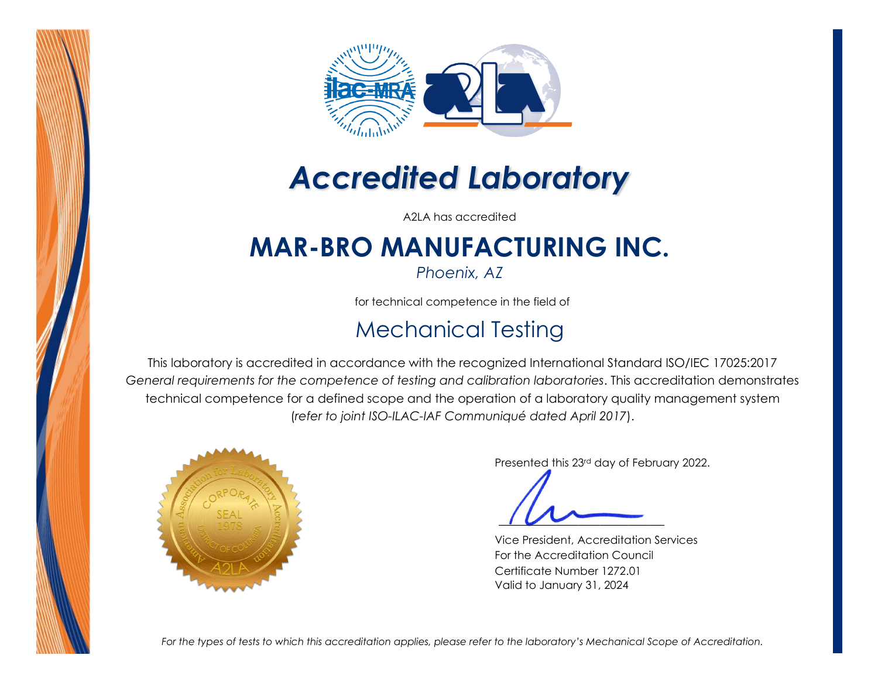# Accredited Laboratory

A2LA has accredited

## MAR-BRO MANUFACTURING INC.

*Phoenix, AZ*

for technical competence in the field of

## Mechanical Testing

This laboratory is accredited in accordance with the recognized International Standard ISO/IEC 17025:2017 *General requirements for the competence of testing and calibration laboratories*. This accreditation demonstrates technical competence for a defined scope and the operation of a laboratory quality management system (*refer to joint ISO-ILAC-IAF Communiqué dated April 2017*).

Presented this 23rd day of February 2022.

Vice President, Accreditation Services
For the Accreditation Council
Certificate Number 1272.01
Valid to January 31, 2024

*For the types of tests to which this accreditation applies, please refer to the laboratory's Mechanical Scope of Accreditation.*